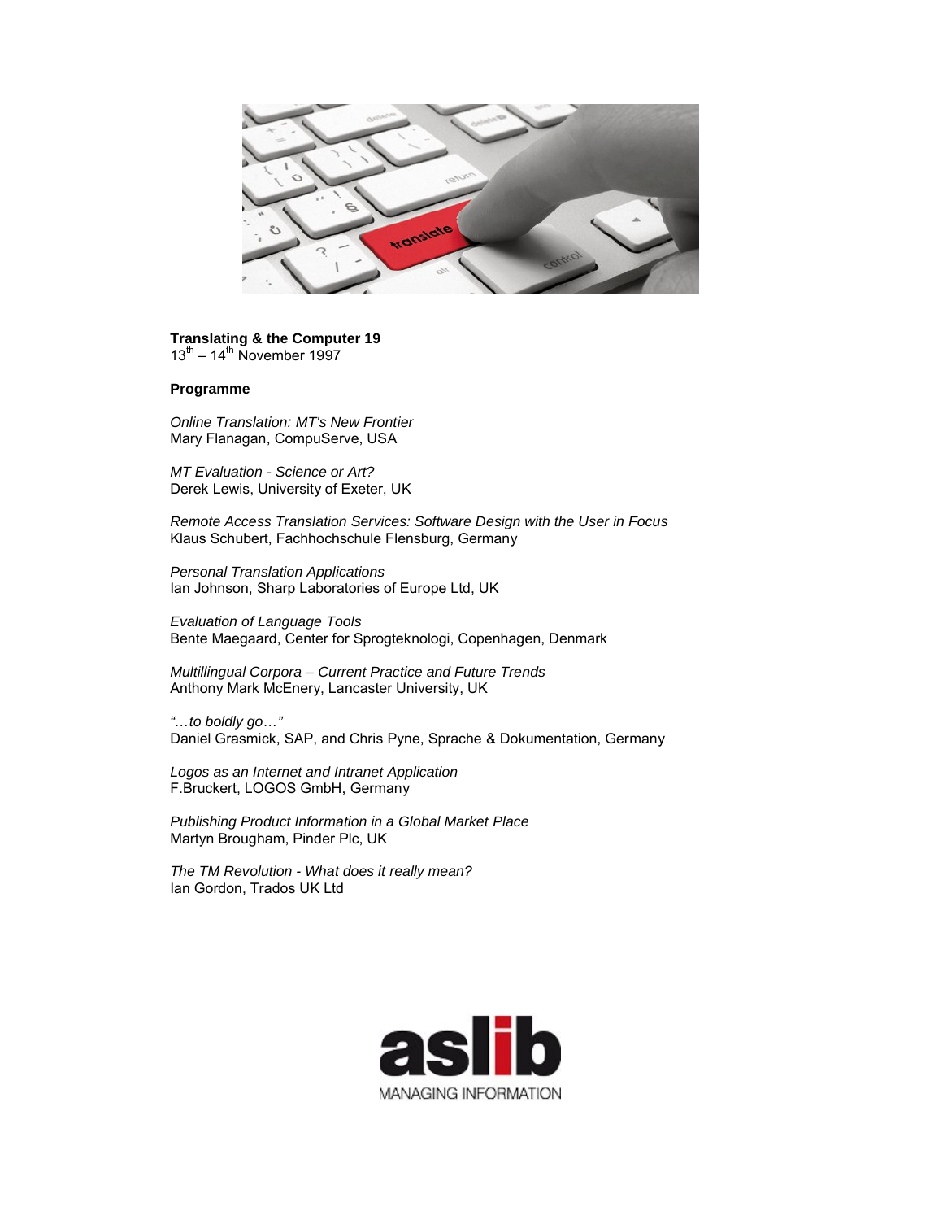**Translating & the Computer 19**
13th – 14th November 1997

**Programme**

*Online Translation: MT's New Frontier*
Mary Flanagan, CompuServe, USA

*MT Evaluation - Science or Art?*
Derek Lewis, University of Exeter, UK

*Remote Access Translation Services: Software Design with the User in Focus*
Klaus Schubert, Fachhochschule Flensburg, Germany

*Personal Translation Applications*
Ian Johnson, Sharp Laboratories of Europe Ltd, UK

*Evaluation of Language Tools*
Bente Maegaard, Center for Sprogteknologi, Copenhagen, Denmark

*Multillingual Corpora – Current Practice and Future Trends*
Anthony Mark McEnery, Lancaster University, UK

*"…to boldly go…"*
Daniel Grasmick, SAP, and Chris Pyne, Sprache & Dokumentation, Germany

*Logos as an Internet and Intranet Application*
F.Bruckert, LOGOS GmbH, Germany

*Publishing Product Information in a Global Market Place*
Martyn Brougham, Pinder Plc, UK

*The TM Revolution - What does it really mean?*
Ian Gordon, Trados UK Ltd

aslib
MANAGING INFORMATION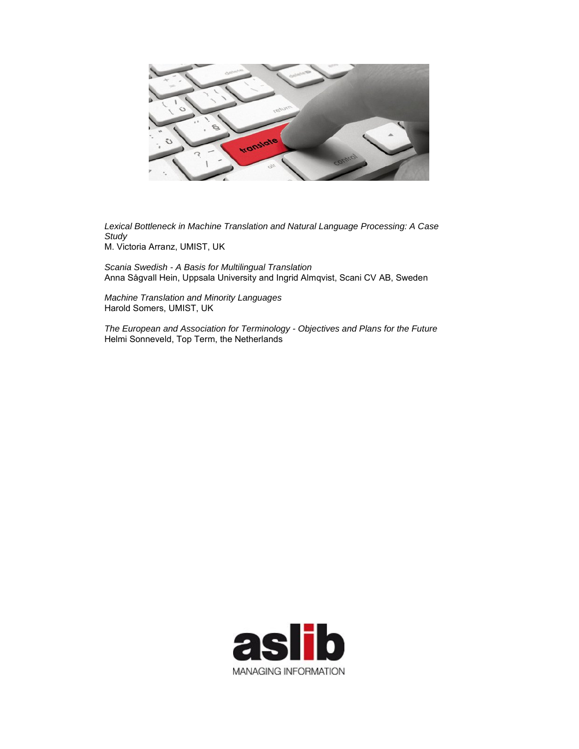*Lexical Bottleneck in Machine Translation and Natural Language Processing: A Case Study*
M. Victoria Arranz, UMIST, UK

*Scania Swedish - A Basis for Multilingual Translation*
Anna Sågvall Hein, Uppsala University and Ingrid Almqvist, Scani CV AB, Sweden

*Machine Translation and Minority Languages*
Harold Somers, UMIST, UK

*The European and Association for Terminology - Objectives and Plans for the Future*
Helmi Sonneveld, Top Term, the Netherlands

aslib
MANAGING INFORMATION